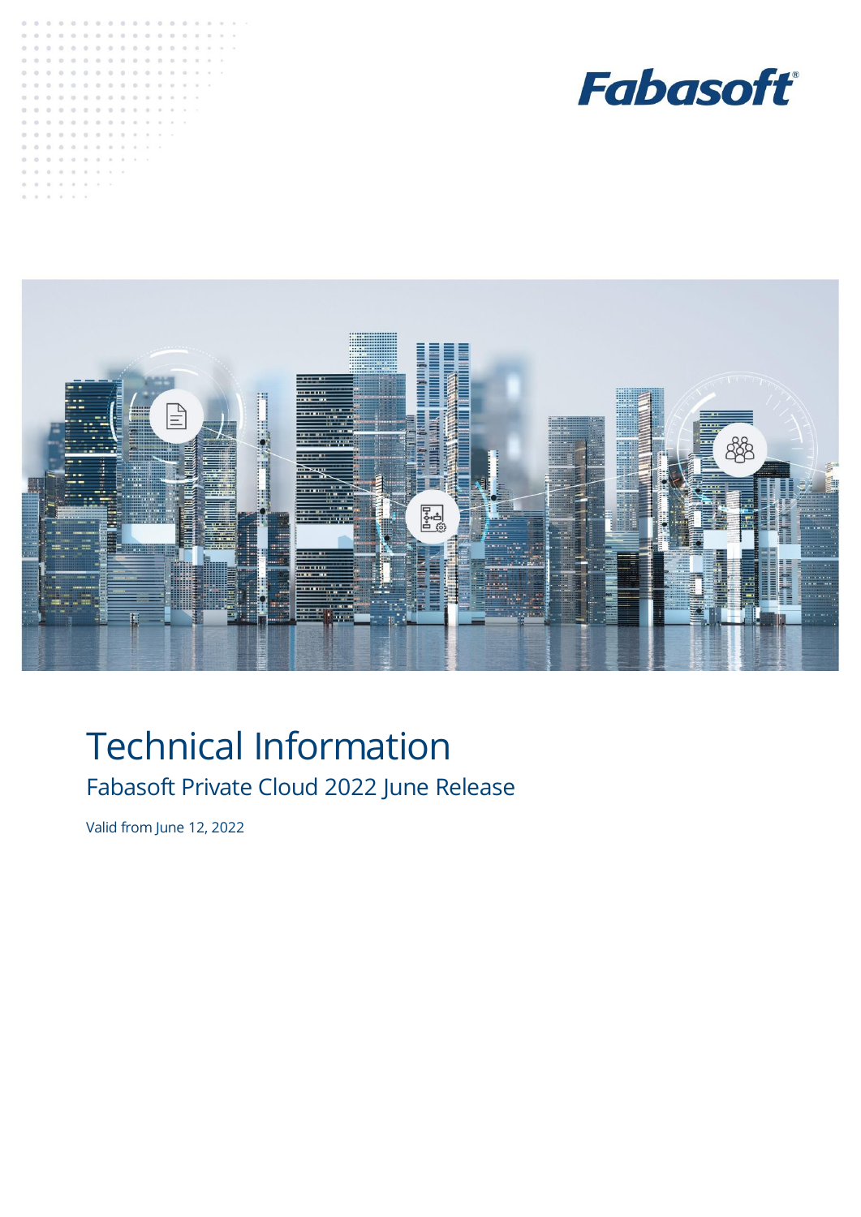Fabasoft

# Technical Information

## Fabasoft Private Cloud 2022 June Release

Valid from June 12, 2022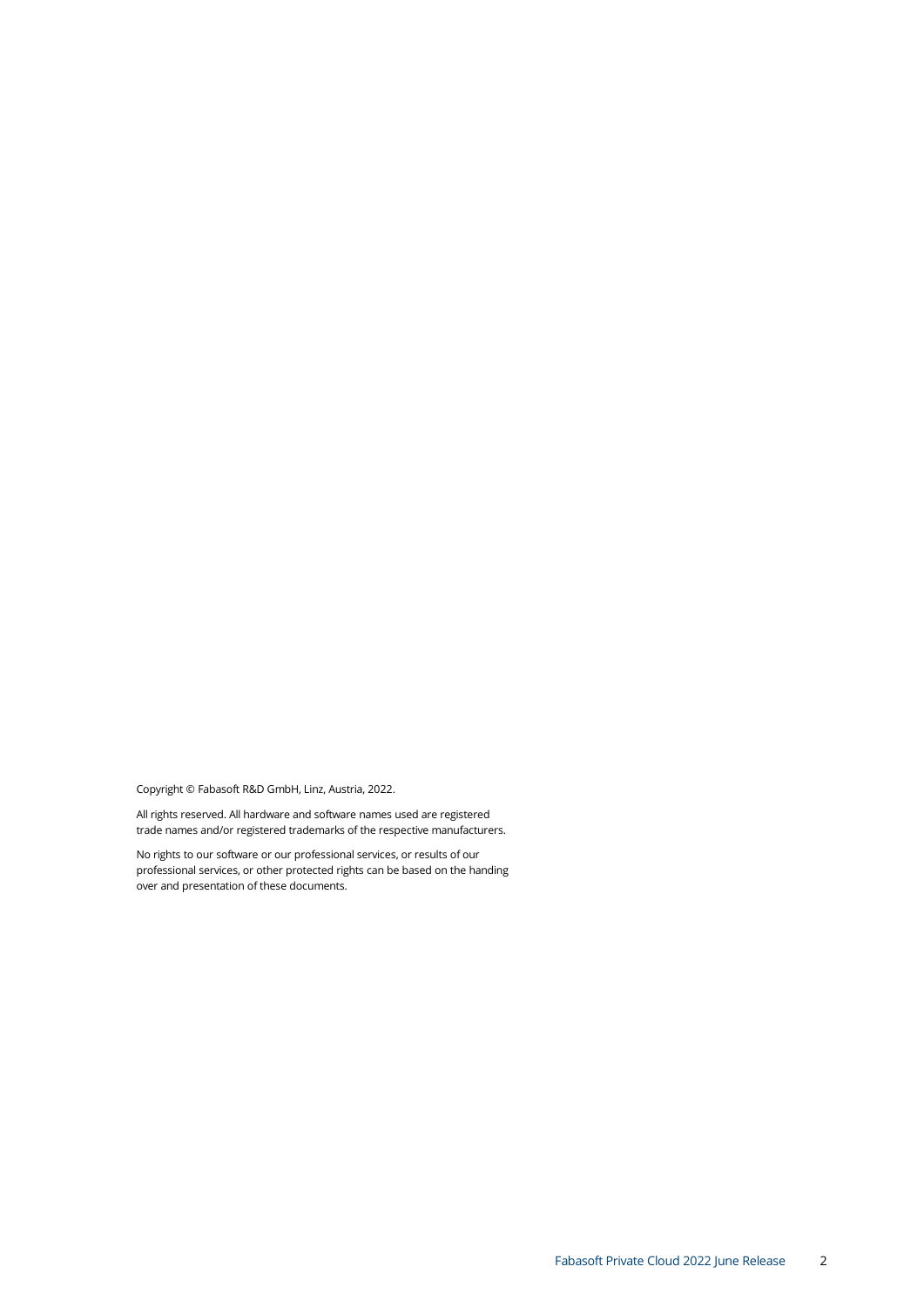Copyright © Fabasoft R&D GmbH, Linz, Austria, 2022.

All rights reserved. All hardware and software names used are registered trade names and/or registered trademarks of the respective manufacturers.

No rights to our software or our professional services, or results of our professional services, or other protected rights can be based on the handing over and presentation of these documents.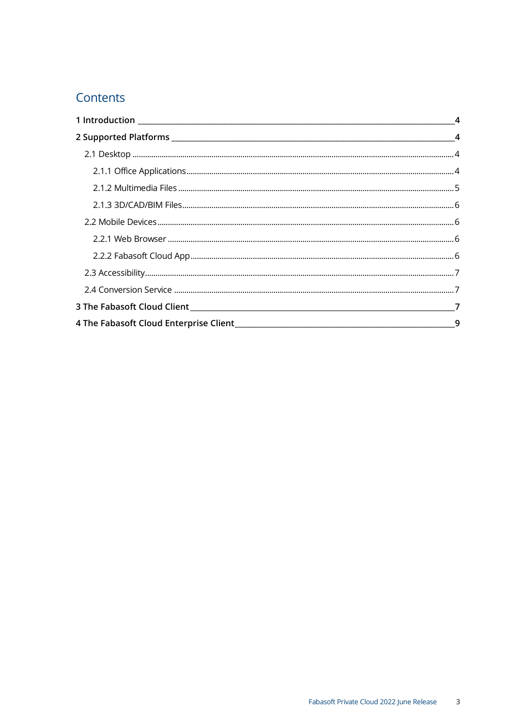# Contents

**1 Introduction** ____________________________________________ **4**

**2 Supported Platforms** ______________________________________ **4**

- 2.1 Desktop .......................................................... 4
  - 2.1.1 Office Applications ...................................... 4
  - 2.1.2 Multimedia Files .......................................... 5
  - 2.1.3 3D/CAD/BIM Files ........................................ 6
- 2.2 Mobile Devices ................................................ 6
  - 2.2.1 Web Browser ................................................ 6
  - 2.2.2 Fabasoft Cloud App ...................................... 6
- 2.3 Accessibility .................................................... 7
- 2.4 Conversion Service .......................................... 7

**3 The Fabasoft Cloud Client** ___________________________________ **7**

**4 The Fabasoft Cloud Enterprise Client** __________________________ **9**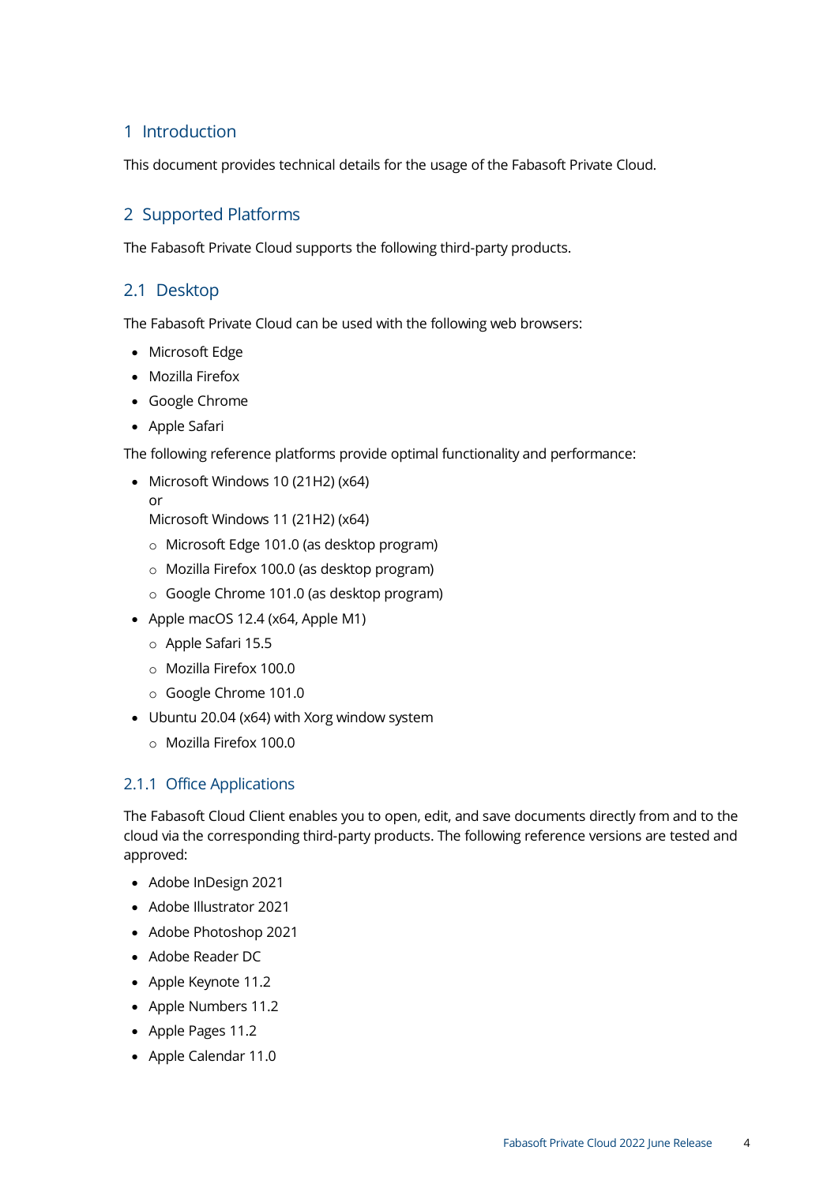# 1 Introduction

This document provides technical details for the usage of the Fabasoft Private Cloud.

# 2 Supported Platforms

The Fabasoft Private Cloud supports the following third-party products.

## 2.1 Desktop

The Fabasoft Private Cloud can be used with the following web browsers:

- Microsoft Edge
- Mozilla Firefox
- Google Chrome
- Apple Safari

The following reference platforms provide optimal functionality and performance:

- Microsoft Windows 10 (21H2) (x64)
  or
  Microsoft Windows 11 (21H2) (x64)
  - Microsoft Edge 101.0 (as desktop program)
  - Mozilla Firefox 100.0 (as desktop program)
  - Google Chrome 101.0 (as desktop program)
- Apple macOS 12.4 (x64, Apple M1)
  - Apple Safari 15.5
  - Mozilla Firefox 100.0
  - Google Chrome 101.0
- Ubuntu 20.04 (x64) with Xorg window system
  - Mozilla Firefox 100.0

### 2.1.1 Office Applications

The Fabasoft Cloud Client enables you to open, edit, and save documents directly from and to the cloud via the corresponding third-party products. The following reference versions are tested and approved:

- Adobe InDesign 2021
- Adobe Illustrator 2021
- Adobe Photoshop 2021
- Adobe Reader DC
- Apple Keynote 11.2
- Apple Numbers 11.2
- Apple Pages 11.2
- Apple Calendar 11.0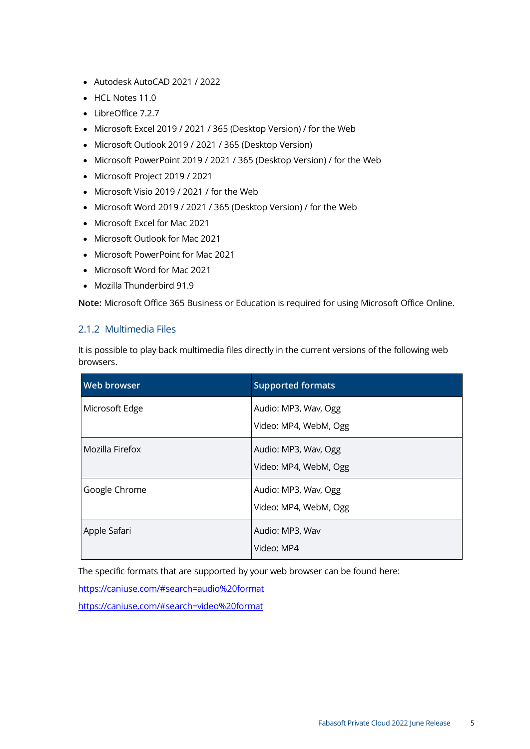- Autodesk AutoCAD 2021 / 2022
- HCL Notes 11.0
- LibreOffice 7.2.7
- Microsoft Excel 2019 / 2021 / 365 (Desktop Version) / for the Web
- Microsoft Outlook 2019 / 2021 / 365 (Desktop Version)
- Microsoft PowerPoint 2019 / 2021 / 365 (Desktop Version) / for the Web
- Microsoft Project 2019 / 2021
- Microsoft Visio 2019 / 2021 / for the Web
- Microsoft Word 2019 / 2021 / 365 (Desktop Version) / for the Web
- Microsoft Excel for Mac 2021
- Microsoft Outlook for Mac 2021
- Microsoft PowerPoint for Mac 2021
- Microsoft Word for Mac 2021
- Mozilla Thunderbird 91.9

**Note:** Microsoft Office 365 Business or Education is required for using Microsoft Office Online.

### 2.1.2 Multimedia Files

It is possible to play back multimedia files directly in the current versions of the following web browsers.

| Web browser | Supported formats |
|---|---|
| Microsoft Edge | Audio: MP3, Wav, Ogg<br>Video: MP4, WebM, Ogg |
| Mozilla Firefox | Audio: MP3, Wav, Ogg<br>Video: MP4, WebM, Ogg |
| Google Chrome | Audio: MP3, Wav, Ogg<br>Video: MP4, WebM, Ogg |
| Apple Safari | Audio: MP3, Wav<br>Video: MP4 |

The specific formats that are supported by your web browser can be found here:

https://caniuse.com/#search=audio%20format

https://caniuse.com/#search=video%20format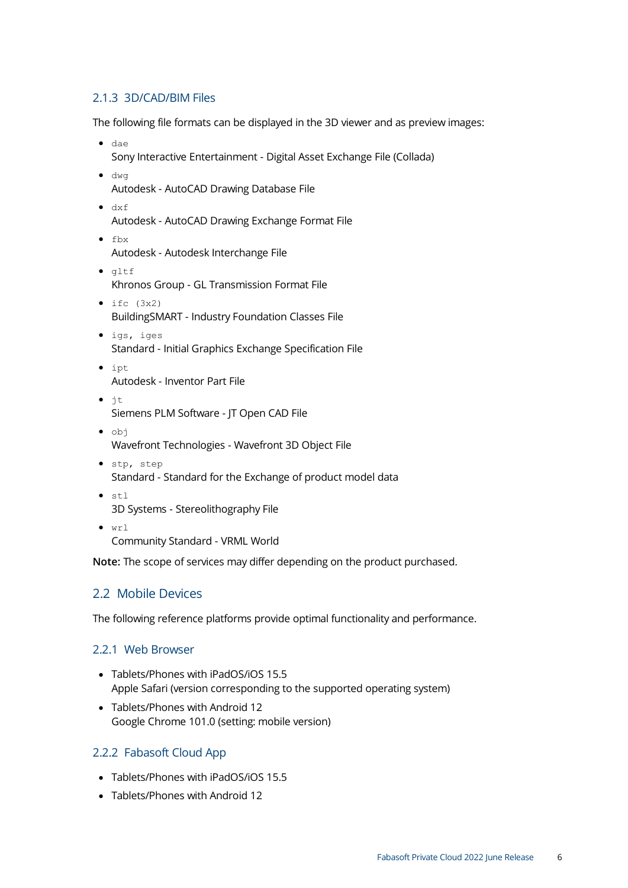### 2.1.3 3D/CAD/BIM Files

The following file formats can be displayed in the 3D viewer and as preview images:

- `dae`
  Sony Interactive Entertainment - Digital Asset Exchange File (Collada)
- `dwg`
  Autodesk - AutoCAD Drawing Database File
- `dxf`
  Autodesk - AutoCAD Drawing Exchange Format File
- `fbx`
  Autodesk - Autodesk Interchange File
- `gltf`
  Khronos Group - GL Transmission Format File
- `ifc (3x2)`
  BuildingSMART - Industry Foundation Classes File
- `igs, iges`
  Standard - Initial Graphics Exchange Specification File
- `ipt`
  Autodesk - Inventor Part File
- `jt`
  Siemens PLM Software - JT Open CAD File
- `obj`
  Wavefront Technologies - Wavefront 3D Object File
- `stp, step`
  Standard - Standard for the Exchange of product model data
- `stl`
  3D Systems - Stereolithography File
- `wrl`
  Community Standard - VRML World

**Note:** The scope of services may differ depending on the product purchased.

## 2.2 Mobile Devices

The following reference platforms provide optimal functionality and performance.

### 2.2.1 Web Browser

- Tablets/Phones with iPadOS/iOS 15.5
  Apple Safari (version corresponding to the supported operating system)
- Tablets/Phones with Android 12
  Google Chrome 101.0 (setting: mobile version)

### 2.2.2 Fabasoft Cloud App

- Tablets/Phones with iPadOS/iOS 15.5
- Tablets/Phones with Android 12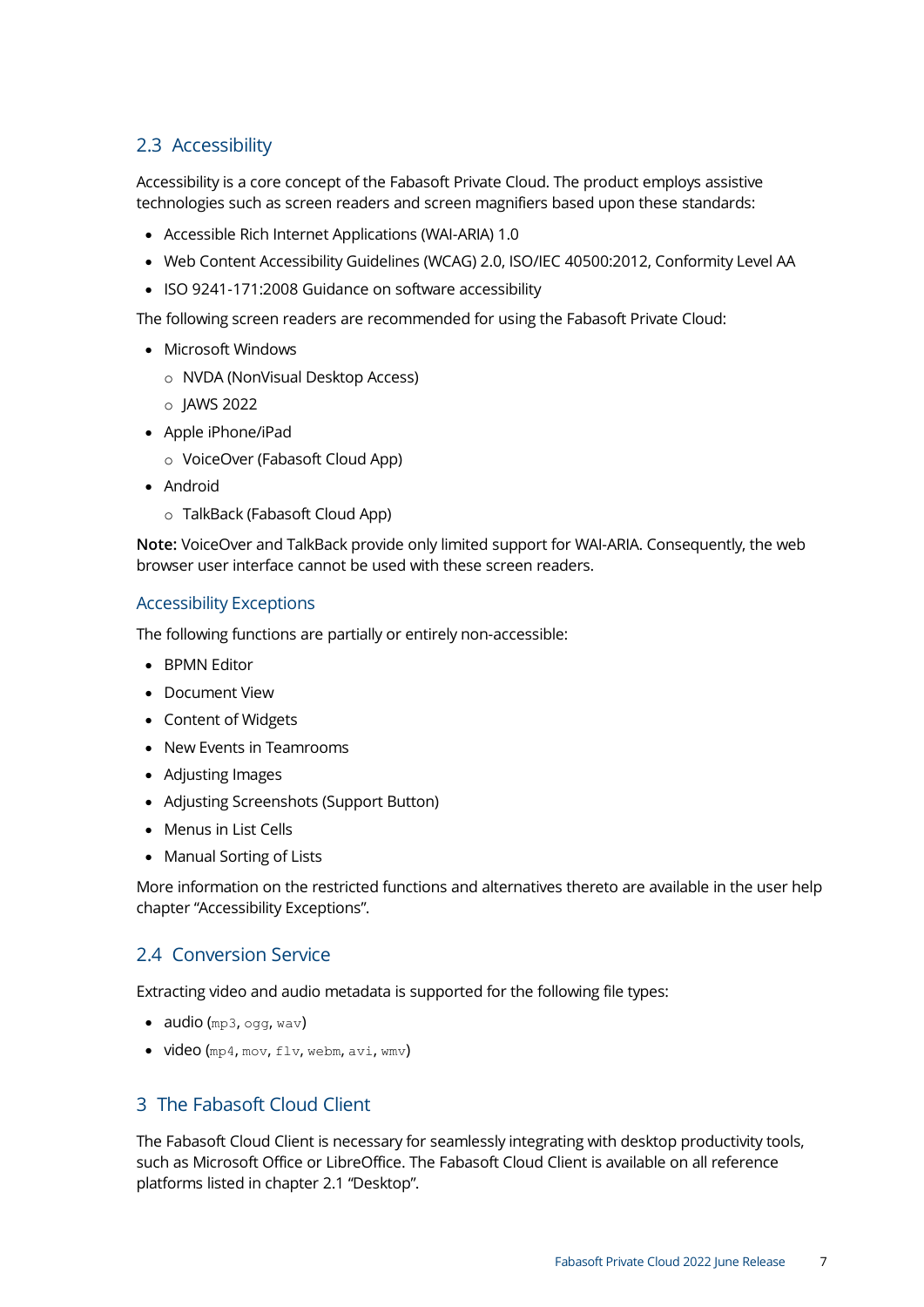## 2.3 Accessibility

Accessibility is a core concept of the Fabasoft Private Cloud. The product employs assistive technologies such as screen readers and screen magnifiers based upon these standards:

- Accessible Rich Internet Applications (WAI-ARIA) 1.0
- Web Content Accessibility Guidelines (WCAG) 2.0, ISO/IEC 40500:2012, Conformity Level AA
- ISO 9241-171:2008 Guidance on software accessibility

The following screen readers are recommended for using the Fabasoft Private Cloud:

- Microsoft Windows
  - NVDA (NonVisual Desktop Access)
  - JAWS 2022
- Apple iPhone/iPad
  - VoiceOver (Fabasoft Cloud App)
- Android
  - TalkBack (Fabasoft Cloud App)

**Note:** VoiceOver and TalkBack provide only limited support for WAI-ARIA. Consequently, the web browser user interface cannot be used with these screen readers.

### Accessibility Exceptions

The following functions are partially or entirely non-accessible:

- BPMN Editor
- Document View
- Content of Widgets
- New Events in Teamrooms
- Adjusting Images
- Adjusting Screenshots (Support Button)
- Menus in List Cells
- Manual Sorting of Lists

More information on the restricted functions and alternatives thereto are available in the user help chapter "Accessibility Exceptions".

## 2.4 Conversion Service

Extracting video and audio metadata is supported for the following file types:

- audio (`mp3`, `ogg`, `wav`)
- video (`mp4`, `mov`, `flv`, `webm`, `avi`, `wmv`)

# 3 The Fabasoft Cloud Client

The Fabasoft Cloud Client is necessary for seamlessly integrating with desktop productivity tools, such as Microsoft Office or LibreOffice. The Fabasoft Cloud Client is available on all reference platforms listed in chapter 2.1 "Desktop".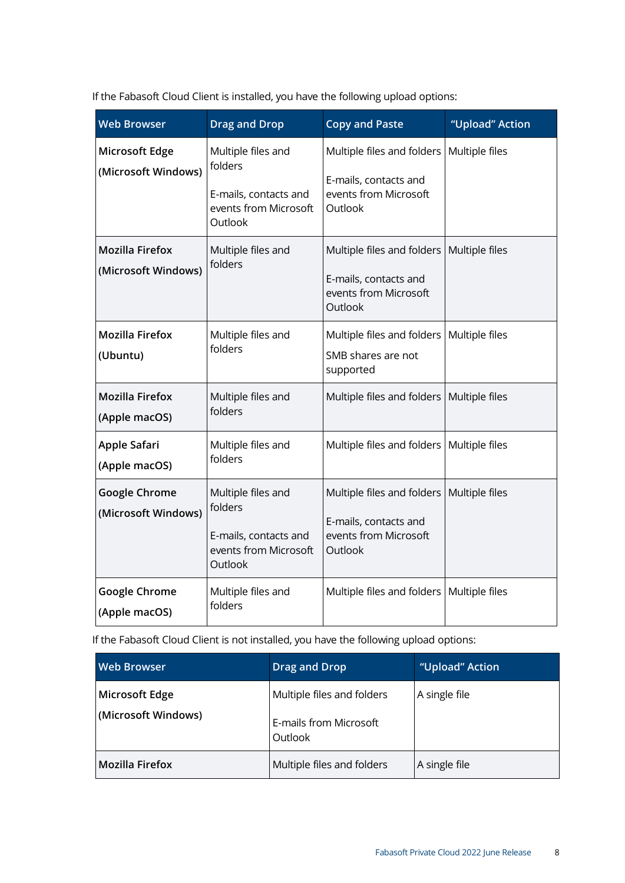If the Fabasoft Cloud Client is installed, you have the following upload options:

| Web Browser | Drag and Drop | Copy and Paste | "Upload" Action |
|---|---|---|---|
| **Microsoft Edge (Microsoft Windows)** | Multiple files and folders<br><br>E-mails, contacts and events from Microsoft Outlook | Multiple files and folders<br><br>E-mails, contacts and events from Microsoft Outlook | Multiple files |
| **Mozilla Firefox (Microsoft Windows)** | Multiple files and folders | Multiple files and folders<br><br>E-mails, contacts and events from Microsoft Outlook | Multiple files |
| **Mozilla Firefox (Ubuntu)** | Multiple files and folders | Multiple files and folders<br><br>SMB shares are not supported | Multiple files |
| **Mozilla Firefox (Apple macOS)** | Multiple files and folders | Multiple files and folders | Multiple files |
| **Apple Safari (Apple macOS)** | Multiple files and folders | Multiple files and folders | Multiple files |
| **Google Chrome (Microsoft Windows)** | Multiple files and folders<br><br>E-mails, contacts and events from Microsoft Outlook | Multiple files and folders<br><br>E-mails, contacts and events from Microsoft Outlook | Multiple files |
| **Google Chrome (Apple macOS)** | Multiple files and folders | Multiple files and folders | Multiple files |

If the Fabasoft Cloud Client is not installed, you have the following upload options:

| Web Browser | Drag and Drop | "Upload" Action |
|---|---|---|
| **Microsoft Edge (Microsoft Windows)** | Multiple files and folders<br><br>E-mails from Microsoft Outlook | A single file |
| **Mozilla Firefox** | Multiple files and folders | A single file |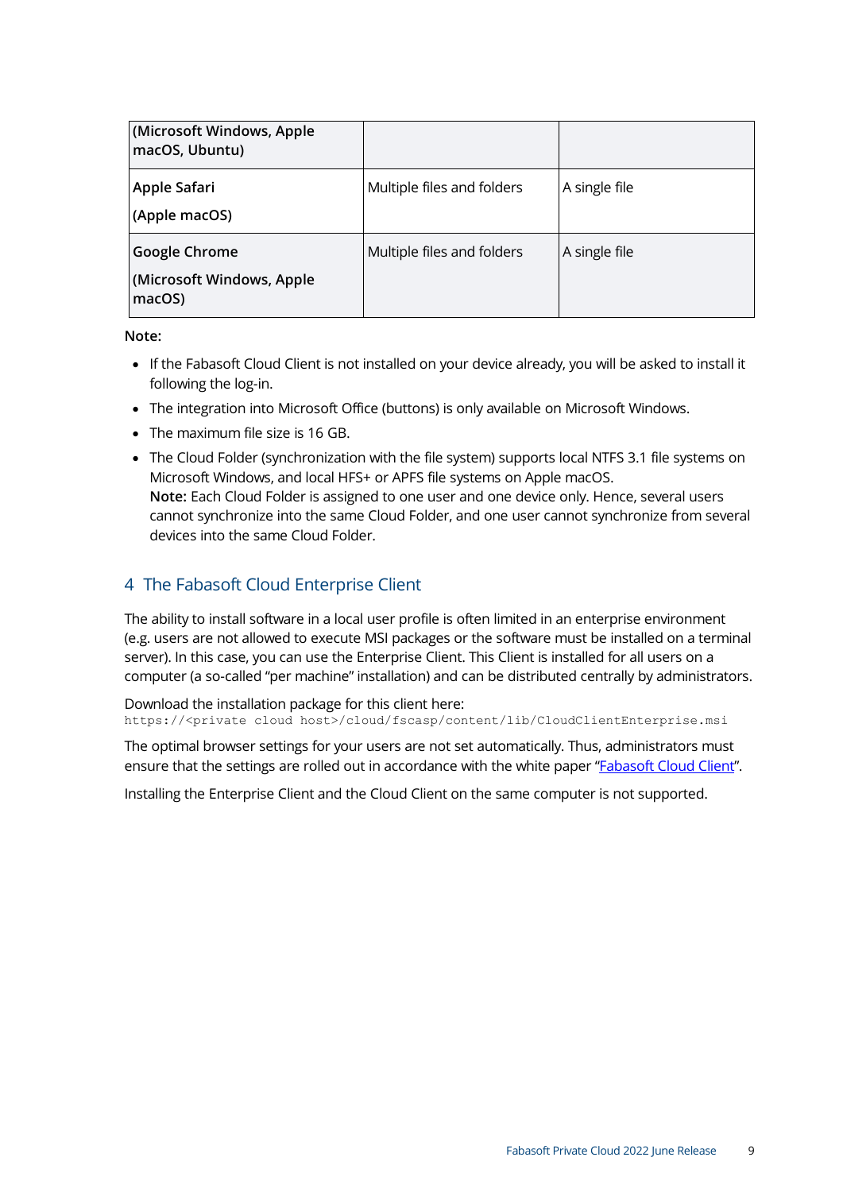| | | |
|---|---|---|
| **(Microsoft Windows, Apple macOS, Ubuntu)** | | |
| **Apple Safari**<br>**(Apple macOS)** | Multiple files and folders | A single file |
| **Google Chrome**<br>**(Microsoft Windows, Apple macOS)** | Multiple files and folders | A single file |

**Note:**

- If the Fabasoft Cloud Client is not installed on your device already, you will be asked to install it following the log-in.
- The integration into Microsoft Office (buttons) is only available on Microsoft Windows.
- The maximum file size is 16 GB.
- The Cloud Folder (synchronization with the file system) supports local NTFS 3.1 file systems on Microsoft Windows, and local HFS+ or APFS file systems on Apple macOS.
  **Note:** Each Cloud Folder is assigned to one user and one device only. Hence, several users cannot synchronize into the same Cloud Folder, and one user cannot synchronize from several devices into the same Cloud Folder.

## 4 The Fabasoft Cloud Enterprise Client

The ability to install software in a local user profile is often limited in an enterprise environment (e.g. users are not allowed to execute MSI packages or the software must be installed on a terminal server). In this case, you can use the Enterprise Client. This Client is installed for all users on a computer (a so-called "per machine" installation) and can be distributed centrally by administrators.

Download the installation package for this client here:
`https://<private cloud host>/cloud/fscasp/content/lib/CloudClientEnterprise.msi`

The optimal browser settings for your users are not set automatically. Thus, administrators must ensure that the settings are rolled out in accordance with the white paper "Fabasoft Cloud Client".

Installing the Enterprise Client and the Cloud Client on the same computer is not supported.